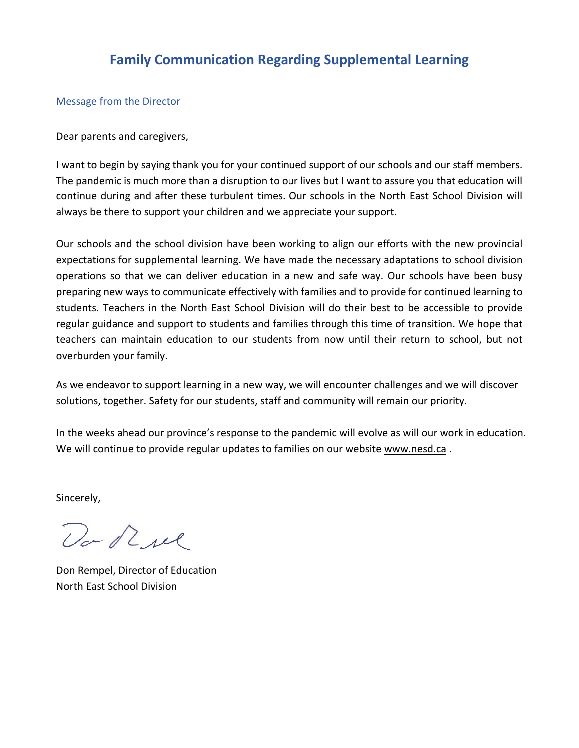# Family Communication Regarding Supplemental Learning

## Message from the Director

Dear parents and caregivers,

I want to begin by saying thank you for your continued support of our schools and our staff members. The pandemic is much more than a disruption to our lives but I want to assure you that education will continue during and after these turbulent times. Our schools in the North East School Division will always be there to support your children and we appreciate your support.

Our schools and the school division have been working to align our efforts with the new provincial expectations for supplemental learning. We have made the necessary adaptations to school division operations so that we can deliver education in a new and safe way. Our schools have been busy preparing new ways to communicate effectively with families and to provide for continued learning to students. Teachers in the North East School Division will do their best to be accessible to provide regular guidance and support to students and families through this time of transition. We hope that teachers can maintain education to our students from now until their return to school, but not overburden your family.

As we endeavor to support learning in a new way, we will encounter challenges and we will discover solutions, together. Safety for our students, staff and community will remain our priority.

In the weeks ahead our province's response to the pandemic will evolve as will our work in education. We will continue to provide regular updates to families on our website www.nesd.ca .

Sincerely,

Don Rempel, Director of Education
North East School Division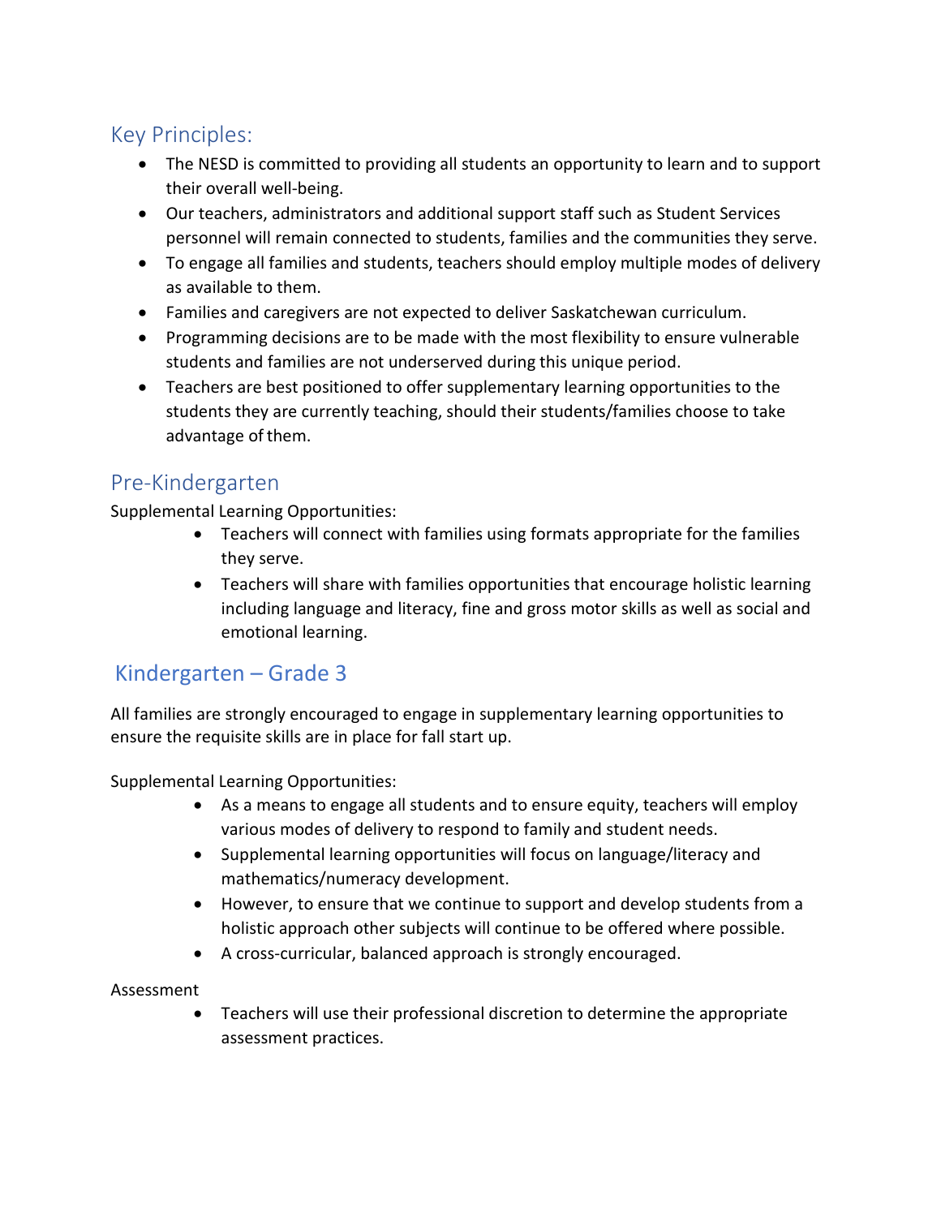## Key Principles:

- The NESD is committed to providing all students an opportunity to learn and to support their overall well-being.
- Our teachers, administrators and additional support staff such as Student Services personnel will remain connected to students, families and the communities they serve.
- To engage all families and students, teachers should employ multiple modes of delivery as available to them.
- Families and caregivers are not expected to deliver Saskatchewan curriculum.
- Programming decisions are to be made with the most flexibility to ensure vulnerable students and families are not underserved during this unique period.
- Teachers are best positioned to offer supplementary learning opportunities to the students they are currently teaching, should their students/families choose to take advantage of them.

## Pre-Kindergarten

Supplemental Learning Opportunities:

- Teachers will connect with families using formats appropriate for the families they serve.
- Teachers will share with families opportunities that encourage holistic learning including language and literacy, fine and gross motor skills as well as social and emotional learning.

## Kindergarten – Grade 3

All families are strongly encouraged to engage in supplementary learning opportunities to ensure the requisite skills are in place for fall start up.

Supplemental Learning Opportunities:

- As a means to engage all students and to ensure equity, teachers will employ various modes of delivery to respond to family and student needs.
- Supplemental learning opportunities will focus on language/literacy and mathematics/numeracy development.
- However, to ensure that we continue to support and develop students from a holistic approach other subjects will continue to be offered where possible.
- A cross-curricular, balanced approach is strongly encouraged.

Assessment

- Teachers will use their professional discretion to determine the appropriate assessment practices.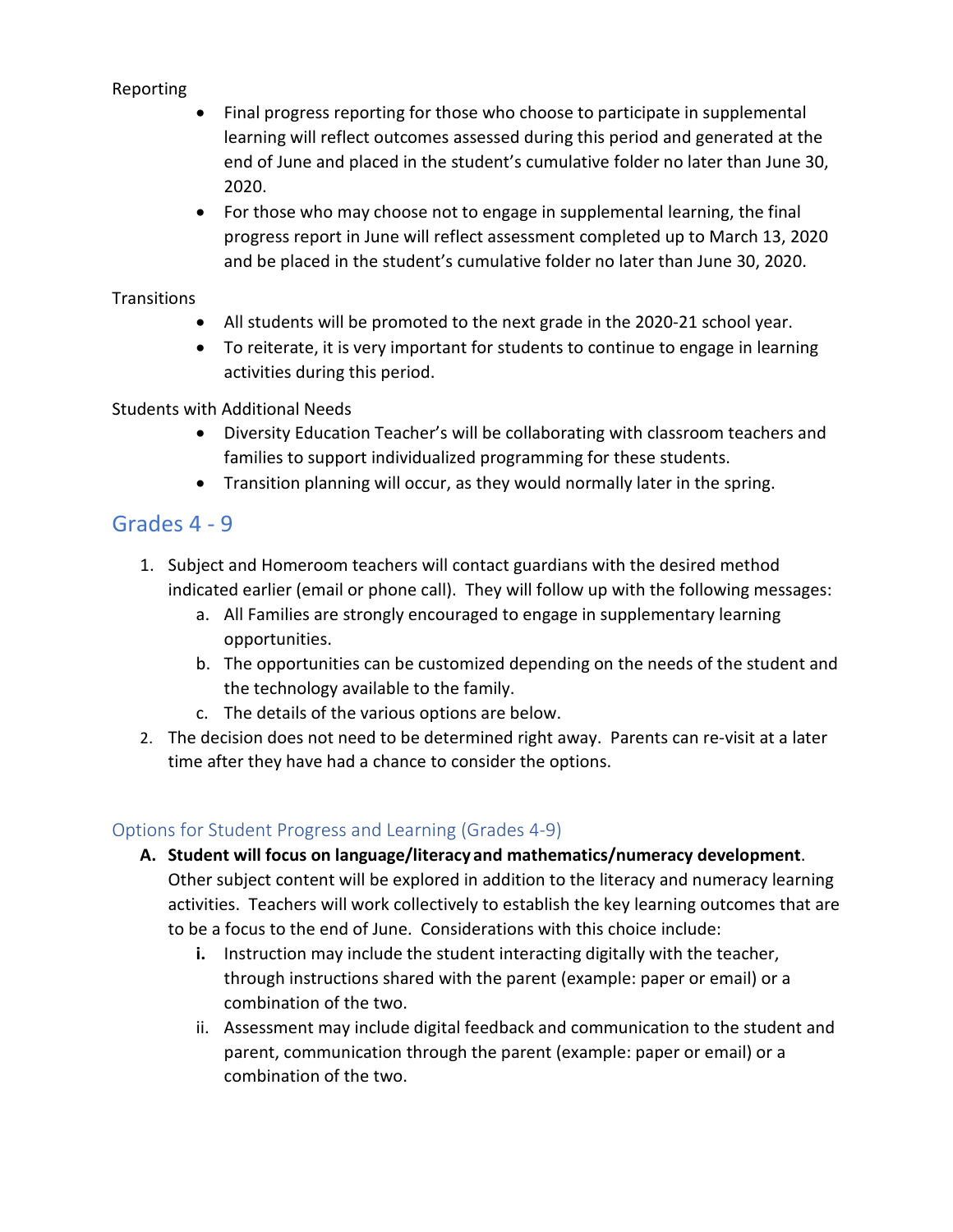Reporting

- Final progress reporting for those who choose to participate in supplemental learning will reflect outcomes assessed during this period and generated at the end of June and placed in the student's cumulative folder no later than June 30, 2020.
- For those who may choose not to engage in supplemental learning, the final progress report in June will reflect assessment completed up to March 13, 2020 and be placed in the student's cumulative folder no later than June 30, 2020.

Transitions

- All students will be promoted to the next grade in the 2020-21 school year.
- To reiterate, it is very important for students to continue to engage in learning activities during this period.

Students with Additional Needs

- Diversity Education Teacher's will be collaborating with classroom teachers and families to support individualized programming for these students.
- Transition planning will occur, as they would normally later in the spring.

## Grades 4 - 9

1. Subject and Homeroom teachers will contact guardians with the desired method indicated earlier (email or phone call). They will follow up with the following messages:
   a. All Families are strongly encouraged to engage in supplementary learning opportunities.
   b. The opportunities can be customized depending on the needs of the student and the technology available to the family.
   c. The details of the various options are below.
2. The decision does not need to be determined right away. Parents can re-visit at a later time after they have had a chance to consider the options.

### Options for Student Progress and Learning (Grades 4-9)

**A. Student will focus on language/literacy and mathematics/numeracy development**. Other subject content will be explored in addition to the literacy and numeracy learning activities. Teachers will work collectively to establish the key learning outcomes that are to be a focus to the end of June. Considerations with this choice include:

   **i.** Instruction may include the student interacting digitally with the teacher, through instructions shared with the parent (example: paper or email) or a combination of the two.

   ii. Assessment may include digital feedback and communication to the student and parent, communication through the parent (example: paper or email) or a combination of the two.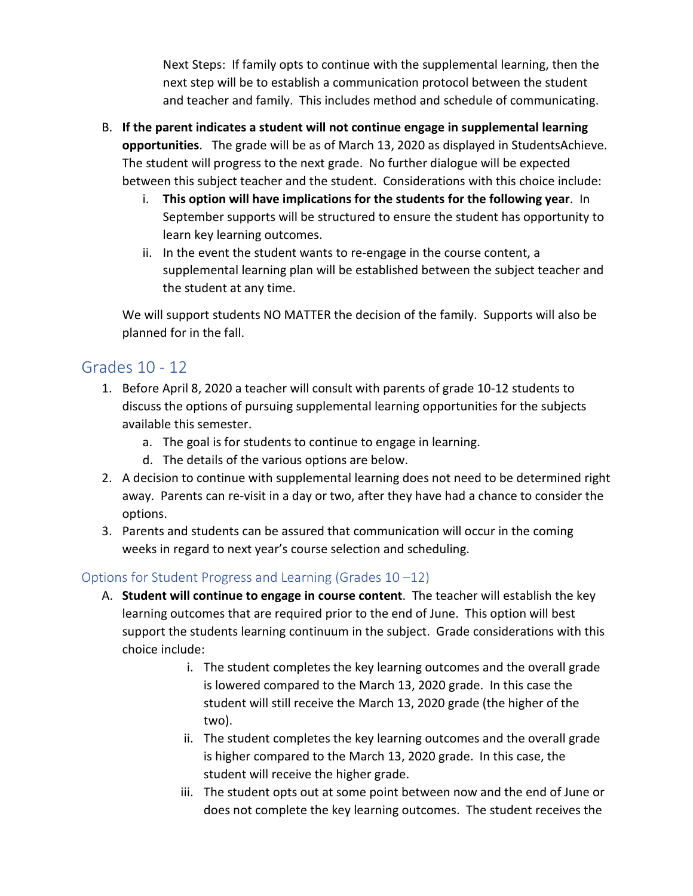Next Steps: If family opts to continue with the supplemental learning, then the next step will be to establish a communication protocol between the student and teacher and family. This includes method and schedule of communicating.

B. **If the parent indicates a student will not continue engage in supplemental learning opportunities**. The grade will be as of March 13, 2020 as displayed in StudentsAchieve. The student will progress to the next grade. No further dialogue will be expected between this subject teacher and the student. Considerations with this choice include:
   i. **This option will have implications for the students for the following year**. In September supports will be structured to ensure the student has opportunity to learn key learning outcomes.
   ii. In the event the student wants to re-engage in the course content, a supplemental learning plan will be established between the subject teacher and the student at any time.

   We will support students NO MATTER the decision of the family. Supports will also be planned for in the fall.

## Grades 10 - 12

1. Before April 8, 2020 a teacher will consult with parents of grade 10-12 students to discuss the options of pursuing supplemental learning opportunities for the subjects available this semester.
   a. The goal is for students to continue to engage in learning.
   d. The details of the various options are below.
2. A decision to continue with supplemental learning does not need to be determined right away. Parents can re-visit in a day or two, after they have had a chance to consider the options.
3. Parents and students can be assured that communication will occur in the coming weeks in regard to next year's course selection and scheduling.

### Options for Student Progress and Learning (Grades 10 –12)

A. **Student will continue to engage in course content**. The teacher will establish the key learning outcomes that are required prior to the end of June. This option will best support the students learning continuum in the subject. Grade considerations with this choice include:
   i. The student completes the key learning outcomes and the overall grade is lowered compared to the March 13, 2020 grade. In this case the student will still receive the March 13, 2020 grade (the higher of the two).
   ii. The student completes the key learning outcomes and the overall grade is higher compared to the March 13, 2020 grade. In this case, the student will receive the higher grade.
   iii. The student opts out at some point between now and the end of June or does not complete the key learning outcomes. The student receives the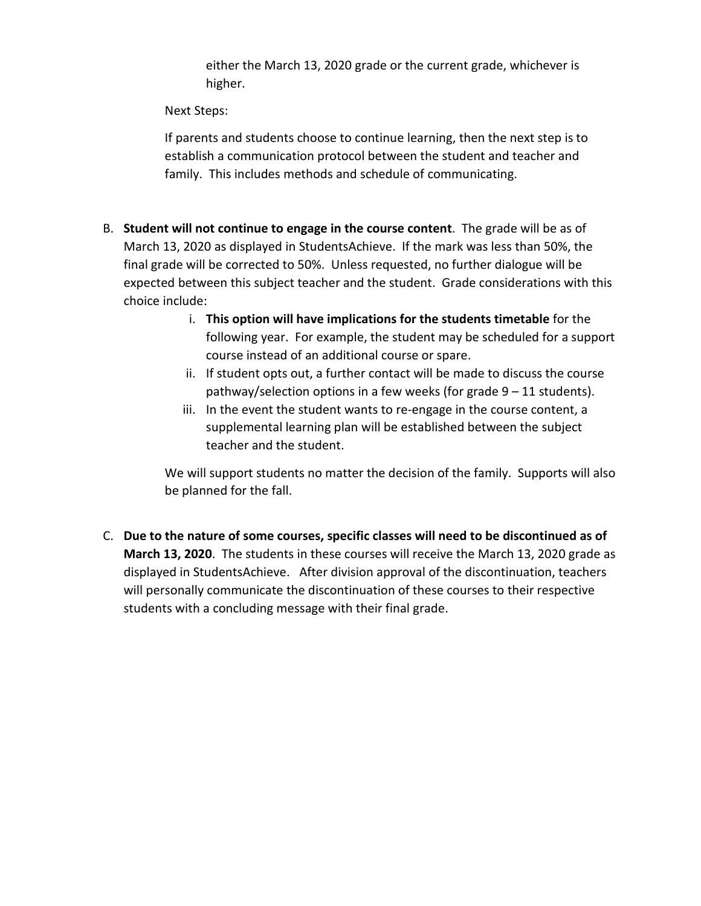either the March 13, 2020 grade or the current grade, whichever is higher.

Next Steps:

If parents and students choose to continue learning, then the next step is to establish a communication protocol between the student and teacher and family. This includes methods and schedule of communicating.

B. **Student will not continue to engage in the course content**. The grade will be as of March 13, 2020 as displayed in StudentsAchieve. If the mark was less than 50%, the final grade will be corrected to 50%. Unless requested, no further dialogue will be expected between this subject teacher and the student. Grade considerations with this choice include:

   i. **This option will have implications for the students timetable** for the following year. For example, the student may be scheduled for a support course instead of an additional course or spare.
   ii. If student opts out, a further contact will be made to discuss the course pathway/selection options in a few weeks (for grade 9 – 11 students).
   iii. In the event the student wants to re-engage in the course content, a supplemental learning plan will be established between the subject teacher and the student.

   We will support students no matter the decision of the family. Supports will also be planned for the fall.

C. **Due to the nature of some courses, specific classes will need to be discontinued as of March 13, 2020**. The students in these courses will receive the March 13, 2020 grade as displayed in StudentsAchieve. After division approval of the discontinuation, teachers will personally communicate the discontinuation of these courses to their respective students with a concluding message with their final grade.